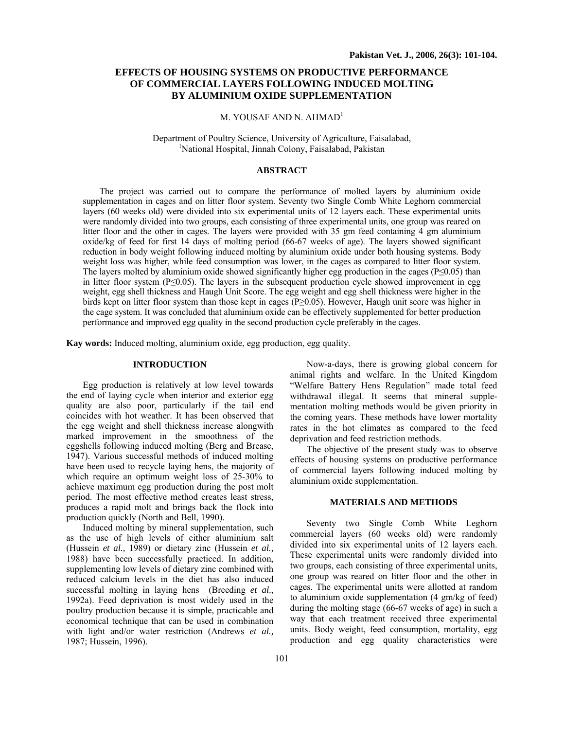# EFFECTS OF HOUSING SYSTEMS ON PRODUCTIVE PERFORMANCE OF COMMERCIAL LAYERS FOLLOWING INDUCED MOLTING BY ALUMINIUM OXIDE SUPPLEMENTATION

M. YOUSAF AND N. AHMAD[1]

Department of Poultry Science, University of Agriculture, Faisalabad,
[1]National Hospital, Jinnah Colony, Faisalabad, Pakistan

## ABSTRACT

The project was carried out to compare the performance of molted layers by aluminium oxide supplementation in cages and on litter floor system. Seventy two Single Comb White Leghorn commercial layers (60 weeks old) were divided into six experimental units of 12 layers each. These experimental units were randomly divided into two groups, each consisting of three experimental units, one group was reared on litter floor and the other in cages. The layers were provided with 35 gm feed containing 4 gm aluminium oxide/kg of feed for first 14 days of molting period (66-67 weeks of age). The layers showed significant reduction in body weight following induced molting by aluminium oxide under both housing systems. Body weight loss was higher, while feed consumption was lower, in the cages as compared to litter floor system. The layers molted by aluminium oxide showed significantly higher egg production in the cages ($P \leq 0.05$) than in litter floor system ($P \leq 0.05$). The layers in the subsequent production cycle showed improvement in egg weight, egg shell thickness and Haugh Unit Score. The egg weight and egg shell thickness were higher in the birds kept on litter floor system than those kept in cages ($P \geq 0.05$). However, Haugh unit score was higher in the cage system. It was concluded that aluminium oxide can be effectively supplemented for better production performance and improved egg quality in the second production cycle preferably in the cages.

**Kay words:** Induced molting, aluminium oxide, egg production, egg quality.

## INTRODUCTION

Egg production is relatively at low level towards the end of laying cycle when interior and exterior egg quality are also poor, particularly if the tail end coincides with hot weather. It has been observed that the egg weight and shell thickness increase alongwith marked improvement in the smoothness of the eggshells following induced molting (Berg and Brease, 1947). Various successful methods of induced molting have been used to recycle laying hens, the majority of which require an optimum weight loss of 25-30% to achieve maximum egg production during the post molt period. The most effective method creates least stress, produces a rapid molt and brings back the flock into production quickly (North and Bell, 1990).

Induced molting by mineral supplementation, such as the use of high levels of either aluminium salt (Hussein *et al.,* 1989) or dietary zinc (Hussein *et al.,* 1988) have been successfully practiced. In addition, supplementing low levels of dietary zinc combined with reduced calcium levels in the diet has also induced successful molting in laying hens (Breeding *et al.*, 1992a). Feed deprivation is most widely used in the poultry production because it is simple, practicable and economical technique that can be used in combination with light and/or water restriction (Andrews *et al.,* 1987; Hussein, 1996).

Now-a-days, there is growing global concern for animal rights and welfare. In the United Kingdom "Welfare Battery Hens Regulation" made total feed withdrawal illegal. It seems that mineral supplementation molting methods would be given priority in the coming years. These methods have lower mortality rates in the hot climates as compared to the feed deprivation and feed restriction methods.

The objective of the present study was to observe effects of housing systems on productive performance of commercial layers following induced molting by aluminium oxide supplementation.

## MATERIALS AND METHODS

Seventy two Single Comb White Leghorn commercial layers (60 weeks old) were randomly divided into six experimental units of 12 layers each. These experimental units were randomly divided into two groups, each consisting of three experimental units, one group was reared on litter floor and the other in cages. The experimental units were allotted at random to aluminium oxide supplementation (4 gm/kg of feed) during the molting stage (66-67 weeks of age) in such a way that each treatment received three experimental units. Body weight, feed consumption, mortality, egg production and egg quality characteristics were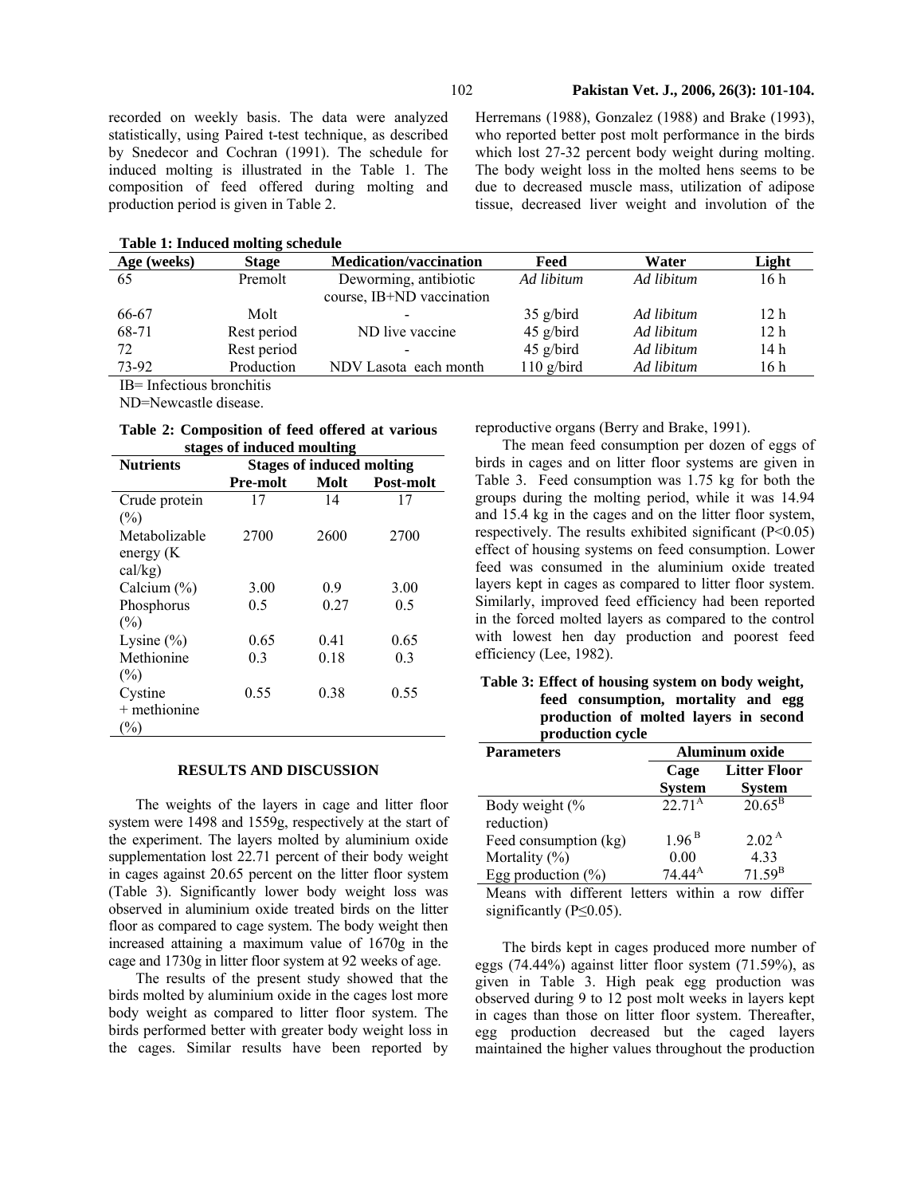recorded on weekly basis. The data were analyzed statistically, using Paired t-test technique, as described by Snedecor and Cochran (1991). The schedule for induced molting is illustrated in the Table 1. The composition of feed offered during molting and production period is given in Table 2.

**Table 1: Induced molting schedule**

| Age (weeks) | Stage | Medication/vaccination | Feed | Water | Light |
|---|---|---|---|---|---|
| 65 | Premolt | Deworming, antibiotic course, IB+ND vaccination | *Ad libitum* | *Ad libitum* | 16 h |
| 66-67 | Molt | - | 35 g/bird | *Ad libitum* | 12 h |
| 68-71 | Rest period | ND live vaccine | 45 g/bird | *Ad libitum* | 12 h |
| 72 | Rest period | - | 45 g/bird | *Ad libitum* | 14 h |
| 73-92 | Production | NDV Lasota each month | 110 g/bird | *Ad libitum* | 16 h |

IB= Infectious bronchitis

ND=Newcastle disease.

**Table 2: Composition of feed offered at various stages of induced moulting**

| Nutrients | Stages of induced molting | | |
|---|---|---|---|
| | Pre-molt | Molt | Post-molt |
| Crude protein (%) | 17 | 14 | 17 |
| Metabolizable energy (K cal/kg) | 2700 | 2600 | 2700 |
| Calcium (%) | 3.00 | 0.9 | 3.00 |
| Phosphorus (%) | 0.5 | 0.27 | 0.5 |
| Lysine (%) | 0.65 | 0.41 | 0.65 |
| Methionine (%) | 0.3 | 0.18 | 0.3 |
| Cystine + methionine (%) | 0.55 | 0.38 | 0.55 |

## RESULTS AND DISCUSSION

The weights of the layers in cage and litter floor system were 1498 and 1559g, respectively at the start of the experiment. The layers molted by aluminium oxide supplementation lost 22.71 percent of their body weight in cages against 20.65 percent on the litter floor system (Table 3). Significantly lower body weight loss was observed in aluminium oxide treated birds on the litter floor as compared to cage system. The body weight then increased attaining a maximum value of 1670g in the cage and 1730g in litter floor system at 92 weeks of age.

The results of the present study showed that the birds molted by aluminium oxide in the cages lost more body weight as compared to litter floor system. The birds performed better with greater body weight loss in the cages. Similar results have been reported by Herremans (1988), Gonzalez (1988) and Brake (1993), who reported better post molt performance in the birds which lost 27-32 percent body weight during molting. The body weight loss in the molted hens seems to be due to decreased muscle mass, utilization of adipose tissue, decreased liver weight and involution of the reproductive organs (Berry and Brake, 1991).

The mean feed consumption per dozen of eggs of birds in cages and on litter floor systems are given in Table 3. Feed consumption was 1.75 kg for both the groups during the molting period, while it was 14.94 and 15.4 kg in the cages and on the litter floor system, respectively. The results exhibited significant ($P<0.05$) effect of housing systems on feed consumption. Lower feed was consumed in the aluminium oxide treated layers kept in cages as compared to litter floor system. Similarly, improved feed efficiency had been reported in the forced molted layers as compared to the control with lowest hen day production and poorest feed efficiency (Lee, 1982).

**Table 3: Effect of housing system on body weight, feed consumption, mortality and egg production of molted layers in second production cycle**

| Parameters | Aluminum oxide | |
|---|---|---|
| | Cage System | Litter Floor System |
| Body weight (% reduction) | $22.71^{A}$ | $20.65^{B}$ |
| Feed consumption (kg) | $1.96^{B}$ | $2.02^{A}$ |
| Mortality (%) | 0.00 | 4.33 |
| Egg production (%) | $74.44^{A}$ | $71.59^{B}$ |

Means with different letters within a row differ significantly ($P\leq0.05$).

The birds kept in cages produced more number of eggs (74.44%) against litter floor system (71.59%), as given in Table 3. High peak egg production was observed during 9 to 12 post molt weeks in layers kept in cages than those on litter floor system. Thereafter, egg production decreased but the caged layers maintained the higher values throughout the production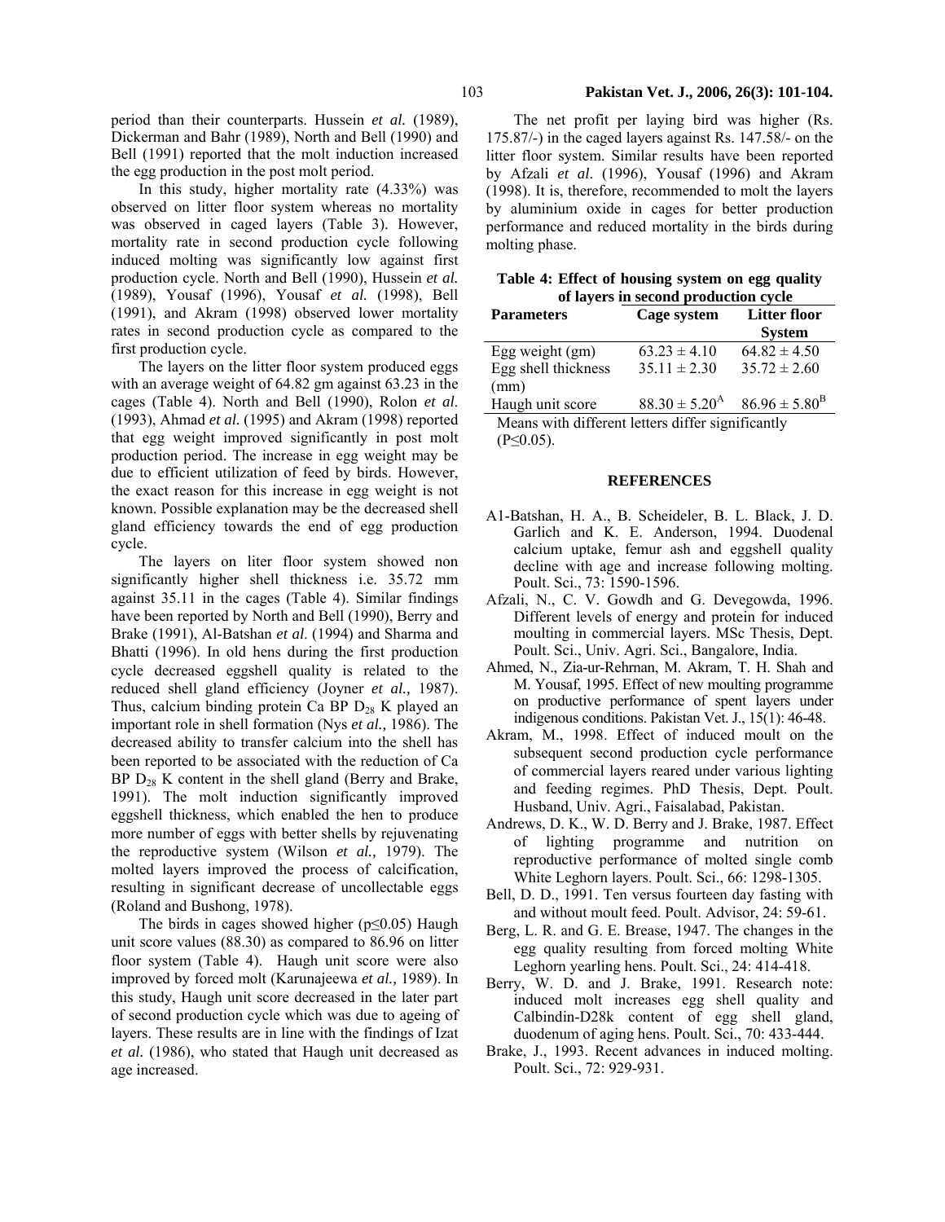period than their counterparts. Hussein *et al.* (1989), Dickerman and Bahr (1989), North and Bell (1990) and Bell (1991) reported that the molt induction increased the egg production in the post molt period.

In this study, higher mortality rate (4.33%) was observed on litter floor system whereas no mortality was observed in caged layers (Table 3). However, mortality rate in second production cycle following induced molting was significantly low against first production cycle. North and Bell (1990), Hussein *et al.* (1989), Yousaf (1996), Yousaf *et al.* (1998), Bell (1991), and Akram (1998) observed lower mortality rates in second production cycle as compared to the first production cycle.

The layers on the litter floor system produced eggs with an average weight of 64.82 gm against 63.23 in the cages (Table 4). North and Bell (1990), Rolon *et al.* (1993), Ahmad *et al.* (1995) and Akram (1998) reported that egg weight improved significantly in post molt production period. The increase in egg weight may be due to efficient utilization of feed by birds. However, the exact reason for this increase in egg weight is not known. Possible explanation may be the decreased shell gland efficiency towards the end of egg production cycle.

The layers on liter floor system showed non significantly higher shell thickness i.e. 35.72 mm against 35.11 in the cages (Table 4). Similar findings have been reported by North and Bell (1990), Berry and Brake (1991), Al-Batshan *et al.* (1994) and Sharma and Bhatti (1996). In old hens during the first production cycle decreased eggshell quality is related to the reduced shell gland efficiency (Joyner *et al.,* 1987). Thus, calcium binding protein Ca BP $D_{28}$ K played an important role in shell formation (Nys *et al.,* 1986). The decreased ability to transfer calcium into the shell has been reported to be associated with the reduction of Ca BP $D_{28}$ K content in the shell gland (Berry and Brake, 1991). The molt induction significantly improved eggshell thickness, which enabled the hen to produce more number of eggs with better shells by rejuvenating the reproductive system (Wilson *et al.,* 1979). The molted layers improved the process of calcification, resulting in significant decrease of uncollectable eggs (Roland and Bushong, 1978).

The birds in cages showed higher ($p \leq 0.05$) Haugh unit score values (88.30) as compared to 86.96 on litter floor system (Table 4). Haugh unit score were also improved by forced molt (Karunajeewa *et al.,* 1989). In this study, Haugh unit score decreased in the later part of second production cycle which was due to ageing of layers. These results are in line with the findings of Izat *et al.* (1986), who stated that Haugh unit decreased as age increased.

The net profit per laying bird was higher (Rs. 175.87/-) in the caged layers against Rs. 147.58/- on the litter floor system. Similar results have been reported by Afzali *et al*. (1996), Yousaf (1996) and Akram (1998). It is, therefore, recommended to molt the layers by aluminium oxide in cages for better production performance and reduced mortality in the birds during molting phase.

**Table 4: Effect of housing system on egg quality of layers in second production cycle**

| Parameters | Cage system | Litter floor System |
|---|---|---|
| Egg weight (gm) | 63.23 ± 4.10 | 64.82 ± 4.50 |
| Egg shell thickness (mm) | 35.11 ± 2.30 | 35.72 ± 2.60 |
| Haugh unit score | $88.30 \pm 5.20^{A}$ | $86.96 \pm 5.80^{B}$ |

Means with different letters differ significantly ($P \leq 0.05$).

## REFERENCES

A1-Batshan, H. A., B. Scheideler, B. L. Black, J. D. Garlich and K. E. Anderson, 1994. Duodenal calcium uptake, femur ash and eggshell quality decline with age and increase following molting. Poult. Sci., 73: 1590-1596.

Afzali, N., C. V. Gowdh and G. Devegowda, 1996. Different levels of energy and protein for induced moulting in commercial layers. MSc Thesis, Dept. Poult. Sci., Univ. Agri. Sci., Bangalore, India.

Ahmed, N., Zia-ur-Rehrnan, M. Akram, T. H. Shah and M. Yousaf, 1995. Effect of new moulting programme on productive performance of spent layers under indigenous conditions. Pakistan Vet. J., 15(1): 46-48.

Akram, M., 1998. Effect of induced moult on the subsequent second production cycle performance of commercial layers reared under various lighting and feeding regimes. PhD Thesis, Dept. Poult. Husband, Univ. Agri., Faisalabad, Pakistan.

Andrews, D. K., W. D. Berry and J. Brake, 1987. Effect of lighting programme and nutrition on reproductive performance of molted single comb White Leghorn layers. Poult. Sci., 66: 1298-1305.

Bell, D. D., 1991. Ten versus fourteen day fasting with and without moult feed. Poult. Advisor, 24: 59-61.

Berg, L. R. and G. E. Brease, 1947. The changes in the egg quality resulting from forced molting White Leghorn yearling hens. Poult. Sci., 24: 414-418.

Berry, W. D. and J. Brake, 1991. Research note: induced molt increases egg shell quality and Calbindin-D28k content of egg shell gland, duodenum of aging hens. Poult. Sci., 70: 433-444.

Brake, J., 1993. Recent advances in induced molting. Poult. Sci., 72: 929-931.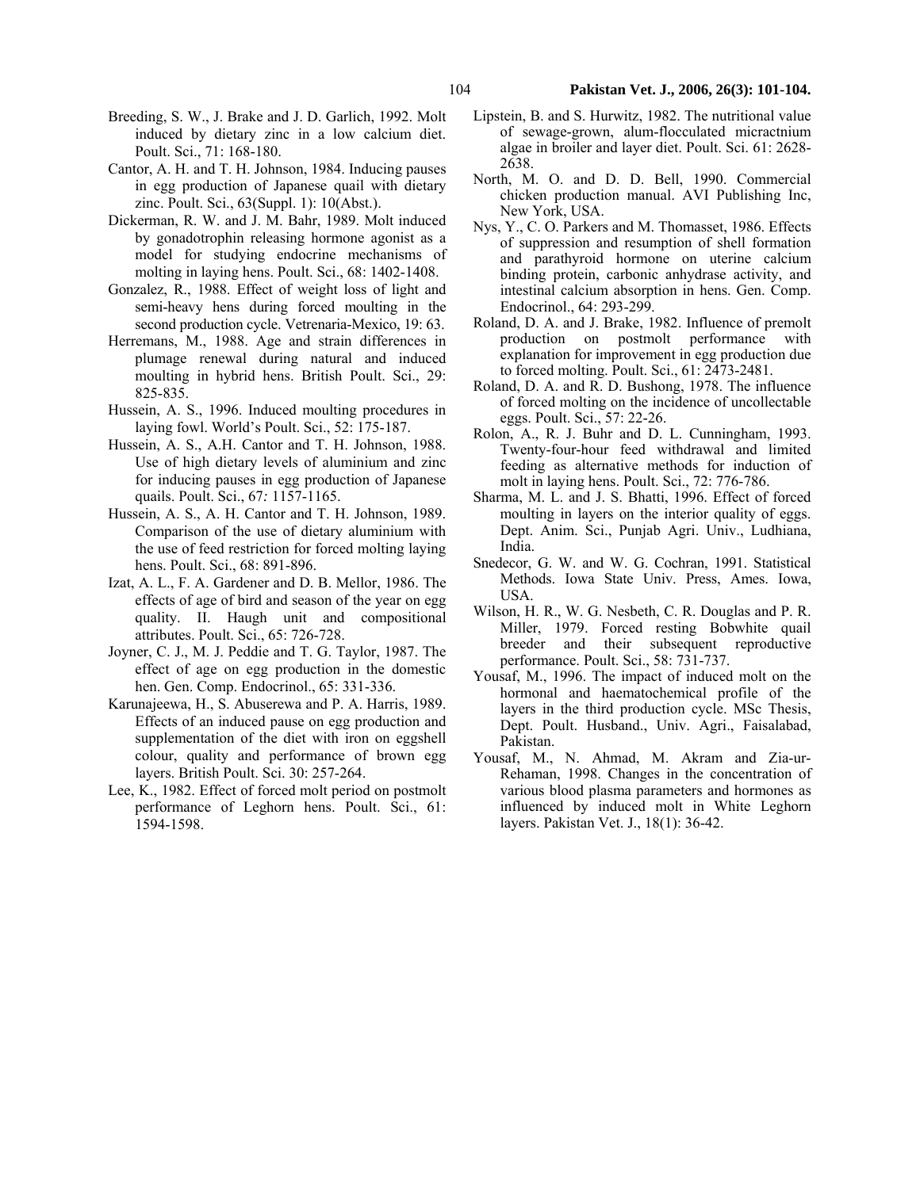Breeding, S. W., J. Brake and J. D. Garlich, 1992. Molt induced by dietary zinc in a low calcium diet. Poult. Sci., 71: 168-180.

Cantor, A. H. and T. H. Johnson, 1984. Inducing pauses in egg production of Japanese quail with dietary zinc. Poult. Sci., 63(Suppl. 1): 10(Abst.).

Dickerman, R. W. and J. M. Bahr, 1989. Molt induced by gonadotrophin releasing hormone agonist as a model for studying endocrine mechanisms of molting in laying hens. Poult. Sci., 68: 1402-1408.

Gonzalez, R., 1988. Effect of weight loss of light and semi-heavy hens during forced moulting in the second production cycle. Vetrenaria-Mexico, 19: 63.

Herremans, M., 1988. Age and strain differences in plumage renewal during natural and induced moulting in hybrid hens. British Poult. Sci., 29: 825-835.

Hussein, A. S., 1996. Induced moulting procedures in laying fowl. World's Poult. Sci., 52: 175-187.

Hussein, A. S., A.H. Cantor and T. H. Johnson, 1988. Use of high dietary levels of aluminium and zinc for inducing pauses in egg production of Japanese quails. Poult. Sci., 67: 1157-1165.

Hussein, A. S., A. H. Cantor and T. H. Johnson, 1989. Comparison of the use of dietary aluminium with the use of feed restriction for forced molting laying hens. Poult. Sci., 68: 891-896.

Izat, A. L., F. A. Gardener and D. B. Mellor, 1986. The effects of age of bird and season of the year on egg quality. II. Haugh unit and compositional attributes. Poult. Sci., 65: 726-728.

Joyner, C. J., M. J. Peddie and T. G. Taylor, 1987. The effect of age on egg production in the domestic hen. Gen. Comp. Endocrinol., 65: 331-336.

Karunajeewa, H., S. Abuserewa and P. A. Harris, 1989. Effects of an induced pause on egg production and supplementation of the diet with iron on eggshell colour, quality and performance of brown egg layers. British Poult. Sci. 30: 257-264.

Lee, K., 1982. Effect of forced molt period on postmolt performance of Leghorn hens. Poult. Sci., 61: 1594-1598.

Lipstein, B. and S. Hurwitz, 1982. The nutritional value of sewage-grown, alum-flocculated micractnium algae in broiler and layer diet. Poult. Sci. 61: 2628-2638.

North, M. O. and D. D. Bell, 1990. Commercial chicken production manual. AVI Publishing Inc, New York, USA.

Nys, Y., C. O. Parkers and M. Thomasset, 1986. Effects of suppression and resumption of shell formation and parathyroid hormone on uterine calcium binding protein, carbonic anhydrase activity, and intestinal calcium absorption in hens. Gen. Comp. Endocrinol., 64: 293-299.

Roland, D. A. and J. Brake, 1982. Influence of premolt production on postmolt performance with explanation for improvement in egg production due to forced molting. Poult. Sci., 61: 2473-2481.

Roland, D. A. and R. D. Bushong, 1978. The influence of forced molting on the incidence of uncollectable eggs. Poult. Sci., 57: 22-26.

Rolon, A., R. J. Buhr and D. L. Cunningham, 1993. Twenty-four-hour feed withdrawal and limited feeding as alternative methods for induction of molt in laying hens. Poult. Sci., 72: 776-786.

Sharma, M. L. and J. S. Bhatti, 1996. Effect of forced moulting in layers on the interior quality of eggs. Dept. Anim. Sci., Punjab Agri. Univ., Ludhiana, India.

Snedecor, G. W. and W. G. Cochran, 1991. Statistical Methods. Iowa State Univ. Press, Ames. Iowa, USA.

Wilson, H. R., W. G. Nesbeth, C. R. Douglas and P. R. Miller, 1979. Forced resting Bobwhite quail breeder and their subsequent reproductive performance. Poult. Sci., 58: 731-737.

Yousaf, M., 1996. The impact of induced molt on the hormonal and haematochemical profile of the layers in the third production cycle. MSc Thesis, Dept. Poult. Husband., Univ. Agri., Faisalabad, Pakistan.

Yousaf, M., N. Ahmad, M. Akram and Zia-ur-Rehaman, 1998. Changes in the concentration of various blood plasma parameters and hormones as influenced by induced molt in White Leghorn layers. Pakistan Vet. J., 18(1): 36-42.